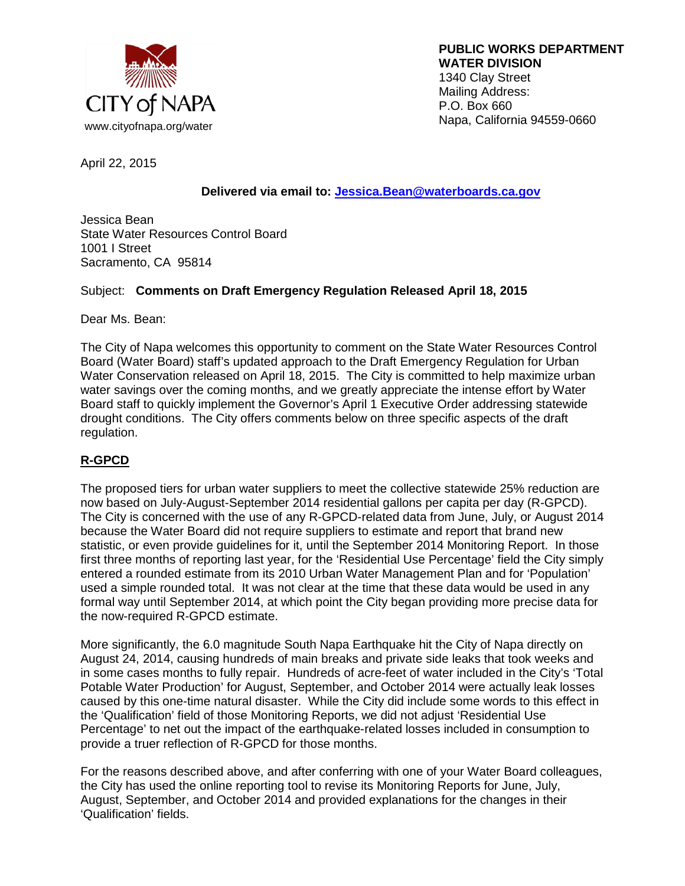CITY of NAPA
www.cityofnapa.org/water

**PUBLIC WORKS DEPARTMENT**
**WATER DIVISION**
1340 Clay Street
Mailing Address:
P.O. Box 660
Napa, California 94559-0660

April 22, 2015

**Delivered via email to: Jessica.Bean@waterboards.ca.gov**

Jessica Bean
State Water Resources Control Board
1001 I Street
Sacramento, CA 95814

Subject: **Comments on Draft Emergency Regulation Released April 18, 2015**

Dear Ms. Bean:

The City of Napa welcomes this opportunity to comment on the State Water Resources Control Board (Water Board) staff's updated approach to the Draft Emergency Regulation for Urban Water Conservation released on April 18, 2015. The City is committed to help maximize urban water savings over the coming months, and we greatly appreciate the intense effort by Water Board staff to quickly implement the Governor's April 1 Executive Order addressing statewide drought conditions. The City offers comments below on three specific aspects of the draft regulation.

**R-GPCD**

The proposed tiers for urban water suppliers to meet the collective statewide 25% reduction are now based on July-August-September 2014 residential gallons per capita per day (R-GPCD). The City is concerned with the use of any R-GPCD-related data from June, July, or August 2014 because the Water Board did not require suppliers to estimate and report that brand new statistic, or even provide guidelines for it, until the September 2014 Monitoring Report. In those first three months of reporting last year, for the 'Residential Use Percentage' field the City simply entered a rounded estimate from its 2010 Urban Water Management Plan and for 'Population' used a simple rounded total. It was not clear at the time that these data would be used in any formal way until September 2014, at which point the City began providing more precise data for the now-required R-GPCD estimate.

More significantly, the 6.0 magnitude South Napa Earthquake hit the City of Napa directly on August 24, 2014, causing hundreds of main breaks and private side leaks that took weeks and in some cases months to fully repair. Hundreds of acre-feet of water included in the City's 'Total Potable Water Production' for August, September, and October 2014 were actually leak losses caused by this one-time natural disaster. While the City did include some words to this effect in the 'Qualification' field of those Monitoring Reports, we did not adjust 'Residential Use Percentage' to net out the impact of the earthquake-related losses included in consumption to provide a truer reflection of R-GPCD for those months.

For the reasons described above, and after conferring with one of your Water Board colleagues, the City has used the online reporting tool to revise its Monitoring Reports for June, July, August, September, and October 2014 and provided explanations for the changes in their 'Qualification' fields.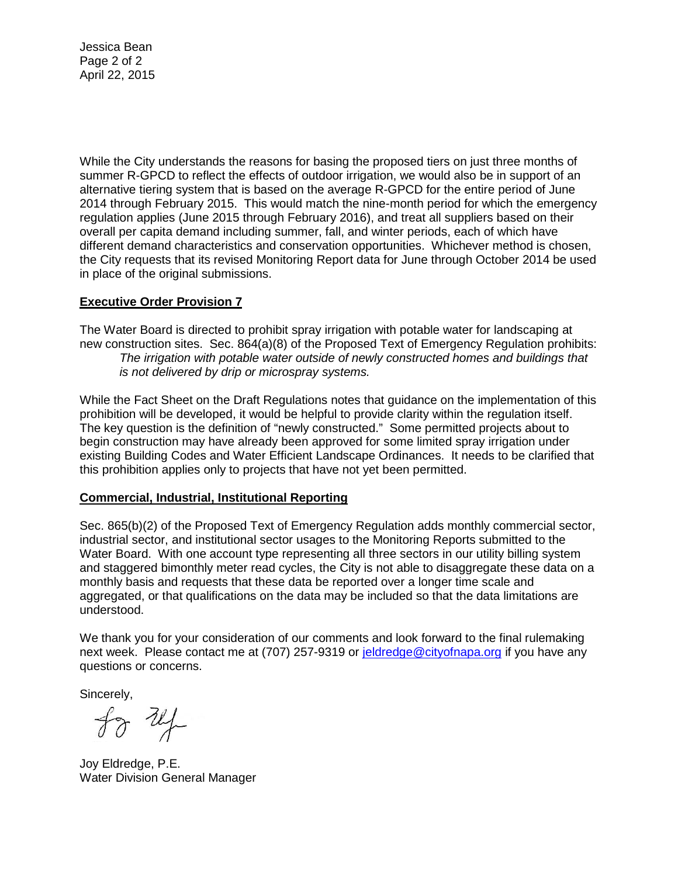While the City understands the reasons for basing the proposed tiers on just three months of summer R-GPCD to reflect the effects of outdoor irrigation, we would also be in support of an alternative tiering system that is based on the average R-GPCD for the entire period of June 2014 through February 2015. This would match the nine-month period for which the emergency regulation applies (June 2015 through February 2016), and treat all suppliers based on their overall per capita demand including summer, fall, and winter periods, each of which have different demand characteristics and conservation opportunities. Whichever method is chosen, the City requests that its revised Monitoring Report data for June through October 2014 be used in place of the original submissions.

**Executive Order Provision 7**

The Water Board is directed to prohibit spray irrigation with potable water for landscaping at new construction sites. Sec. 864(a)(8) of the Proposed Text of Emergency Regulation prohibits:

> *The irrigation with potable water outside of newly constructed homes and buildings that is not delivered by drip or microspray systems.*

While the Fact Sheet on the Draft Regulations notes that guidance on the implementation of this prohibition will be developed, it would be helpful to provide clarity within the regulation itself. The key question is the definition of "newly constructed." Some permitted projects about to begin construction may have already been approved for some limited spray irrigation under existing Building Codes and Water Efficient Landscape Ordinances. It needs to be clarified that this prohibition applies only to projects that have not yet been permitted.

**Commercial, Industrial, Institutional Reporting**

Sec. 865(b)(2) of the Proposed Text of Emergency Regulation adds monthly commercial sector, industrial sector, and institutional sector usages to the Monitoring Reports submitted to the Water Board. With one account type representing all three sectors in our utility billing system and staggered bimonthly meter read cycles, the City is not able to disaggregate these data on a monthly basis and requests that these data be reported over a longer time scale and aggregated, or that qualifications on the data may be included so that the data limitations are understood.

We thank you for your consideration of our comments and look forward to the final rulemaking next week. Please contact me at (707) 257-9319 or jeldredge@cityofnapa.org if you have any questions or concerns.

Sincerely,

Joy Eldredge, P.E.
Water Division General Manager